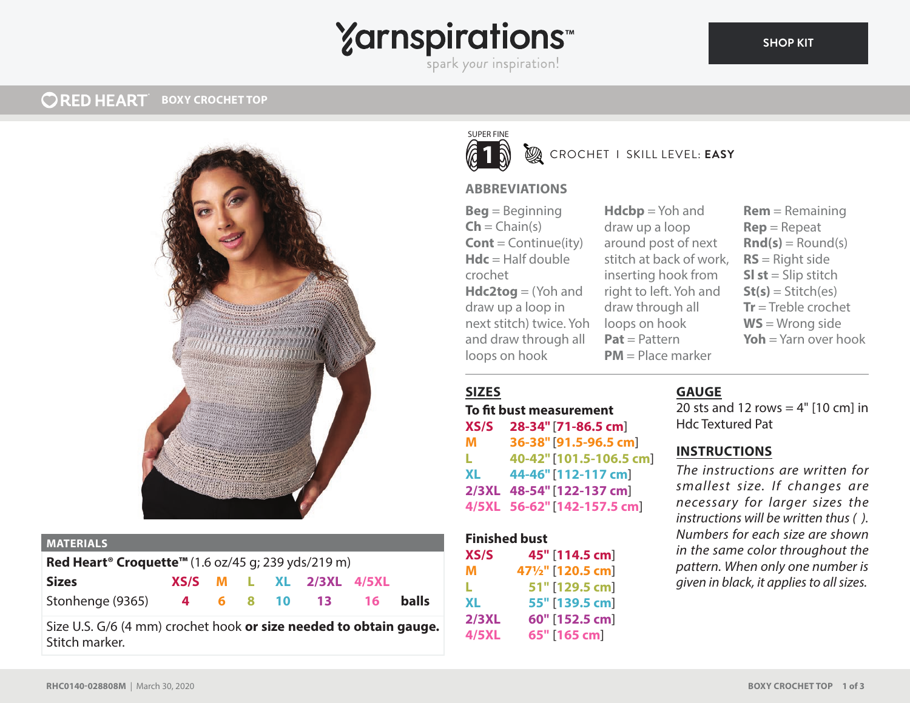# Yarnspirations™

spark your inspiration!

SHOP KIT

RED HEART® BOXY CROCHET TOP

SUPER FINE 1

CROCHET | SKILL LEVEL: **EASY**

## ABBREVIATIONS

**Beg** = Beginning
**Ch** = Chain(s)
**Cont** = Continue(ity)
**Hdc** = Half double crochet
**Hdc2tog** = (Yoh and draw up a loop in next stitch) twice. Yoh and draw through all loops on hook
**Hdcbp** = Yoh and draw up a loop around post of next stitch at back of work, inserting hook from right to left. Yoh and draw through all loops on hook
**Pat** = Pattern
**PM** = Place marker
**Rem** = Remaining
**Rep** = Repeat
**Rnd(s)** = Round(s)
**RS** = Right side
**Sl st** = Slip stitch
**St(s)** = Stitch(es)
**Tr** = Treble crochet
**WS** = Wrong side
**Yoh** = Yarn over hook

## MATERIALS

**Red Heart® Croquette™** (1.6 oz/45 g; 239 yds/219 m)

| **Sizes** | XS/S | M | L | XL | 2/3XL | 4/5XL | |
|---|---|---|---|---|---|---|---|
| Stonhenge (9365) | 4 | 6 | 8 | 10 | 13 | 16 | **balls** |

Size U.S. G/6 (4 mm) crochet hook **or size needed to obtain gauge.**
Stitch marker.

## SIZES

**To fit bust measurement**

| | |
|---|---|
| XS/S | 28-34" [71-86.5 cm] |
| M | 36-38" [91.5-96.5 cm] |
| L | 40-42" [101.5-106.5 cm] |
| XL | 44-46" [112-117 cm] |
| 2/3XL | 48-54" [122-137 cm] |
| 4/5XL | 56-62" [142-157.5 cm] |

**Finished bust**

| | |
|---|---|
| XS/S | 45" [114.5 cm] |
| M | 47½" [120.5 cm] |
| L | 51" [129.5 cm] |
| XL | 55" [139.5 cm] |
| 2/3XL | 60" [152.5 cm] |
| 4/5XL | 65" [165 cm] |

## GAUGE

20 sts and 12 rows = 4" [10 cm] in Hdc Textured Pat

## INSTRUCTIONS

*The instructions are written for smallest size. If changes are necessary for larger sizes the instructions will be written thus ( ). Numbers for each size are shown in the same color throughout the pattern. When only one number is given in black, it applies to all sizes.*

RHC0140-028808M | March 30, 2020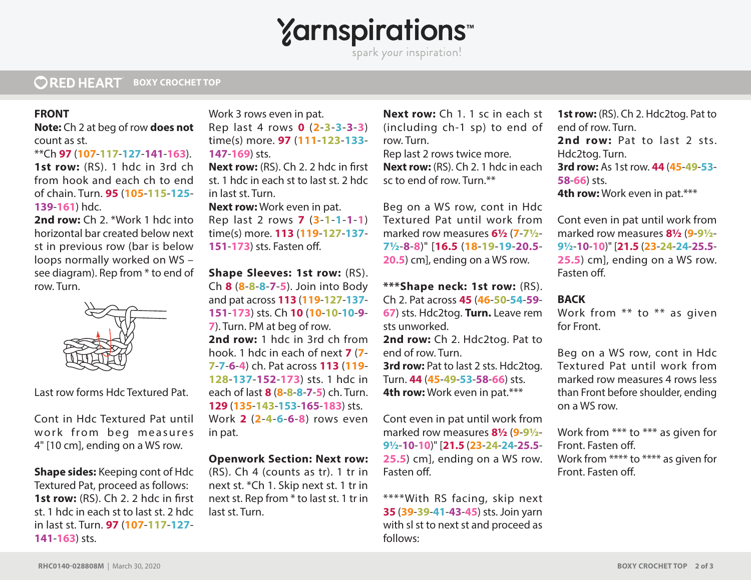## FRONT

**Note:** Ch 2 at beg of row **does not** count as st.

**Ch **97** (**107**-**117**-**127**-**141**-**163**).

**1st row:** (RS). 1 hdc in 3rd ch from hook and each ch to end of chain. Turn. **95** (**105**-**115**-**125**-**139**-**161**) hdc.

**2nd row:** Ch 2. *Work 1 hdc into horizontal bar created below next st in previous row (bar is below loops normally worked on WS – see diagram). Rep from * to end of row. Turn.

Last row forms Hdc Textured Pat.

Cont in Hdc Textured Pat until work from beg measures 4" [10 cm], ending on a WS row.

**Shape sides:** Keeping cont of Hdc Textured Pat, proceed as follows:

**1st row:** (RS). Ch 2. 2 hdc in first st. 1 hdc in each st to last st. 2 hdc in last st. Turn. **97** (**107**-**117**-**127**-**141**-**163**) sts.

Work 3 rows even in pat.

Rep last 4 rows **0** (**2**-**3**-**3**-**3**-**3**) time(s) more. **97** (**111**-**123**-**133**-**147**-**169**) sts.

**Next row:** (RS). Ch 2. 2 hdc in first st. 1 hdc in each st to last st. 2 hdc in last st. Turn.

**Next row:** Work even in pat.

Rep last 2 rows **7** (**3**-**1**-**1**-**1**-**1**) time(s) more. **113** (**119**-**127**-**137**-**151**-**173**) sts. Fasten off.

**Shape Sleeves: 1st row:** (RS). Ch **8** (**8**-**8**-**8**-**7**-**5**). Join into Body and pat across **113** (**119**-**127**-**137**-**151**-**173**) sts. Ch **10** (**10**-**10**-**10**-**9**-**7**). Turn. PM at beg of row.

**2nd row:** 1 hdc in 3rd ch from hook. 1 hdc in each of next **7** (**7**-**7**-**7**-**6**-**4**) ch. Pat across **113** (**119**-**128**-**137**-**152**-**173**) sts. 1 hdc in each of last **8** (**8**-**8**-**8**-**7**-**5**) ch. Turn. **129** (**135**-**143**-**153**-**165**-**183**) sts.

Work **2** (**2**-**4**-**6**-**6**-**8**) rows even in pat.

**Openwork Section: Next row:** (RS). Ch 4 (counts as tr). 1 tr in next st. *Ch 1. Skip next st. 1 tr in next st. Rep from * to last st. 1 tr in last st. Turn.

**Next row:** Ch 1. 1 sc in each st (including ch-1 sp) to end of row. Turn.

Rep last 2 rows twice more.

**Next row:** (RS). Ch 2. 1 hdc in each sc to end of row. Turn.**

Beg on a WS row, cont in Hdc Textured Pat until work from marked row measures 6½ (7-7½-7½-8-8)" [16.5 (18-19-19-20.5-20.5) cm], ending on a WS row.

***__Shape neck: 1st row:__ (RS). Ch 2. Pat across **45** (**46**-**50**-**54**-**59**-**67**) sts. Hdc2tog. **Turn.** Leave rem sts unworked.

**2nd row:** Ch 2. Hdc2tog. Pat to end of row. Turn.

**3rd row:** Pat to last 2 sts. Hdc2tog. Turn. **44** (**45**-**49**-**53**-**58**-**66**) sts.

**4th row:** Work even in pat.***

Cont even in pat until work from marked row measures 8½ (9-9½-9½-10-10)" [21.5 (23-24-24-25.5-25.5) cm], ending on a WS row. Fasten off.

****With RS facing, skip next **35** (**39**-**39**-**41**-**43**-**45**) sts. Join yarn with sl st to next st and proceed as follows:

**1st row:** (RS). Ch 2. Hdc2tog. Pat to end of row. Turn.

**2nd row:** Pat to last 2 sts. Hdc2tog. Turn.

**3rd row:** As 1st row. **44** (**45**-**49**-**53**-**58**-**66**) sts.

**4th row:** Work even in pat.***

Cont even in pat until work from marked row measures 8½ (9-9½-9½-10-10)" [21.5 (23-24-24-25.5-25.5) cm], ending on a WS row. Fasten off.

## BACK

Work from ** to ** as given for Front.

Beg on a WS row, cont in Hdc Textured Pat until work from marked row measures 4 rows less than Front before shoulder, ending on a WS row.

Work from *** to *** as given for Front. Fasten off.

Work from **** to **** as given for Front. Fasten off.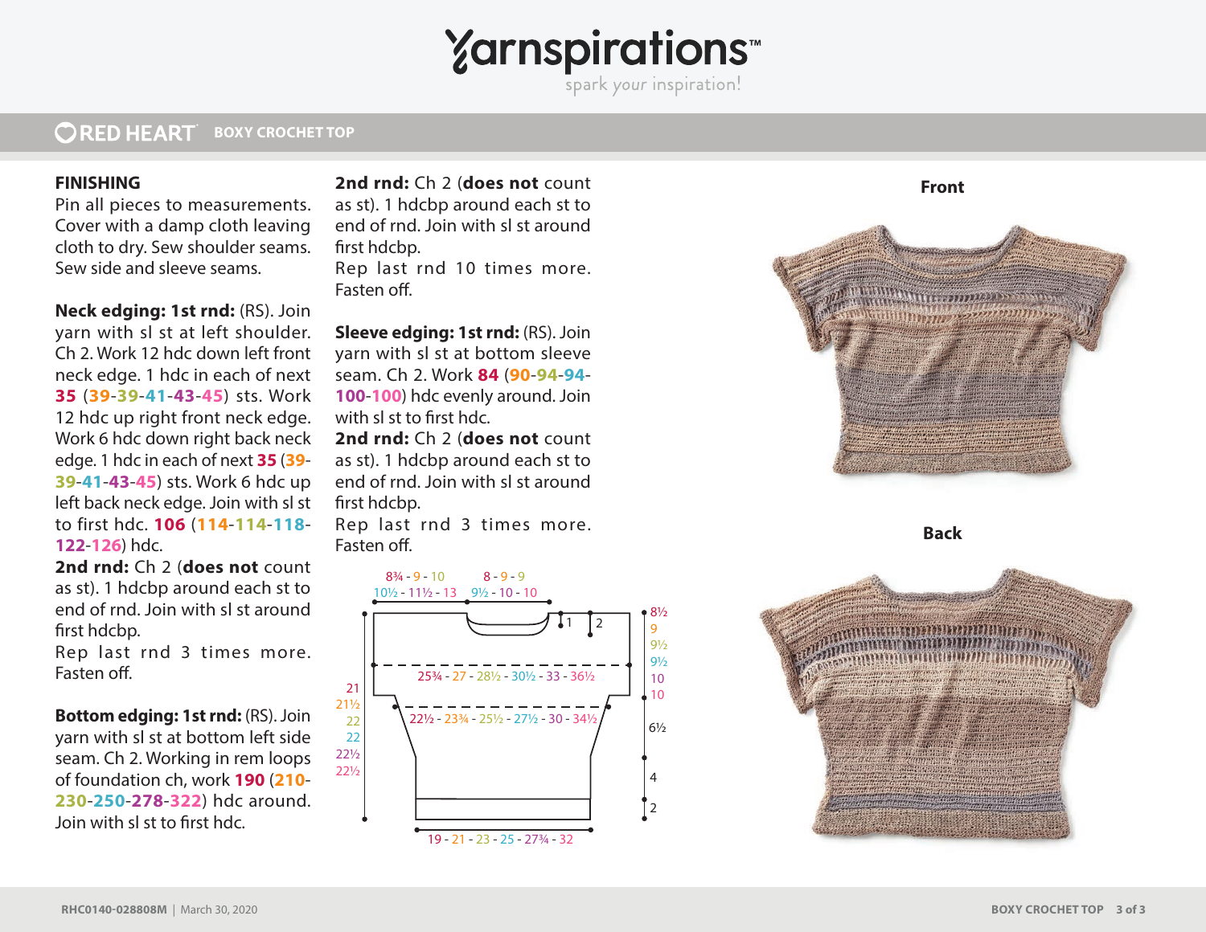## FINISHING

Pin all pieces to measurements. Cover with a damp cloth leaving cloth to dry. Sew shoulder seams. Sew side and sleeve seams.

**Neck edging: 1st rnd:** (RS). Join yarn with sl st at left shoulder. Ch 2. Work 12 hdc down left front neck edge. 1 hdc in each of next **35** (**39**-**39**-**41**-**43**-**45**) sts. Work 12 hdc up right front neck edge. Work 6 hdc down right back neck edge. 1 hdc in each of next **35** (**39**-**39**-**41**-**43**-**45**) sts. Work 6 hdc up left back neck edge. Join with sl st to first hdc. **106** (**114**-**114**-**118**-**122**-**126**) hdc.

**2nd rnd:** Ch 2 (**does not** count as st). 1 hdcbp around each st to end of rnd. Join with sl st around first hdcbp.

Rep last rnd 3 times more. Fasten off.

**Bottom edging: 1st rnd:** (RS). Join yarn with sl st at bottom left side seam. Ch 2. Working in rem loops of foundation ch, work **190** (**210**-**230**-**250**-**278**-**322**) hdc around. Join with sl st to first hdc.

**2nd rnd:** Ch 2 (**does not** count as st). 1 hdcbp around each st to end of rnd. Join with sl st around first hdcbp.

Rep last rnd 10 times more. Fasten off.

**Sleeve edging: 1st rnd:** (RS). Join yarn with sl st at bottom sleeve seam. Ch 2. Work **84** (**90**-**94**-**94**-**100**-**100**) hdc evenly around. Join with sl st to first hdc.

**2nd rnd:** Ch 2 (**does not** count as st). 1 hdcbp around each st to end of rnd. Join with sl st around first hdcbp.

Rep last rnd 3 times more. Fasten off.

8¾ - 9 - 10
10½ - 11½ - 13
8 - 9 - 9
9½ - 10 - 10
1
2
8½
9
9½
9½
10
10
25¾ - 27 - 28½ - 30½ - 33 - 36½
21
21½
22
22
22½
22½
22½ - 23¾ - 25½ - 27½ - 30 - 34½
6½
4
2
19 - 21 - 23 - 25 - 27¾ - 32

Front

Back